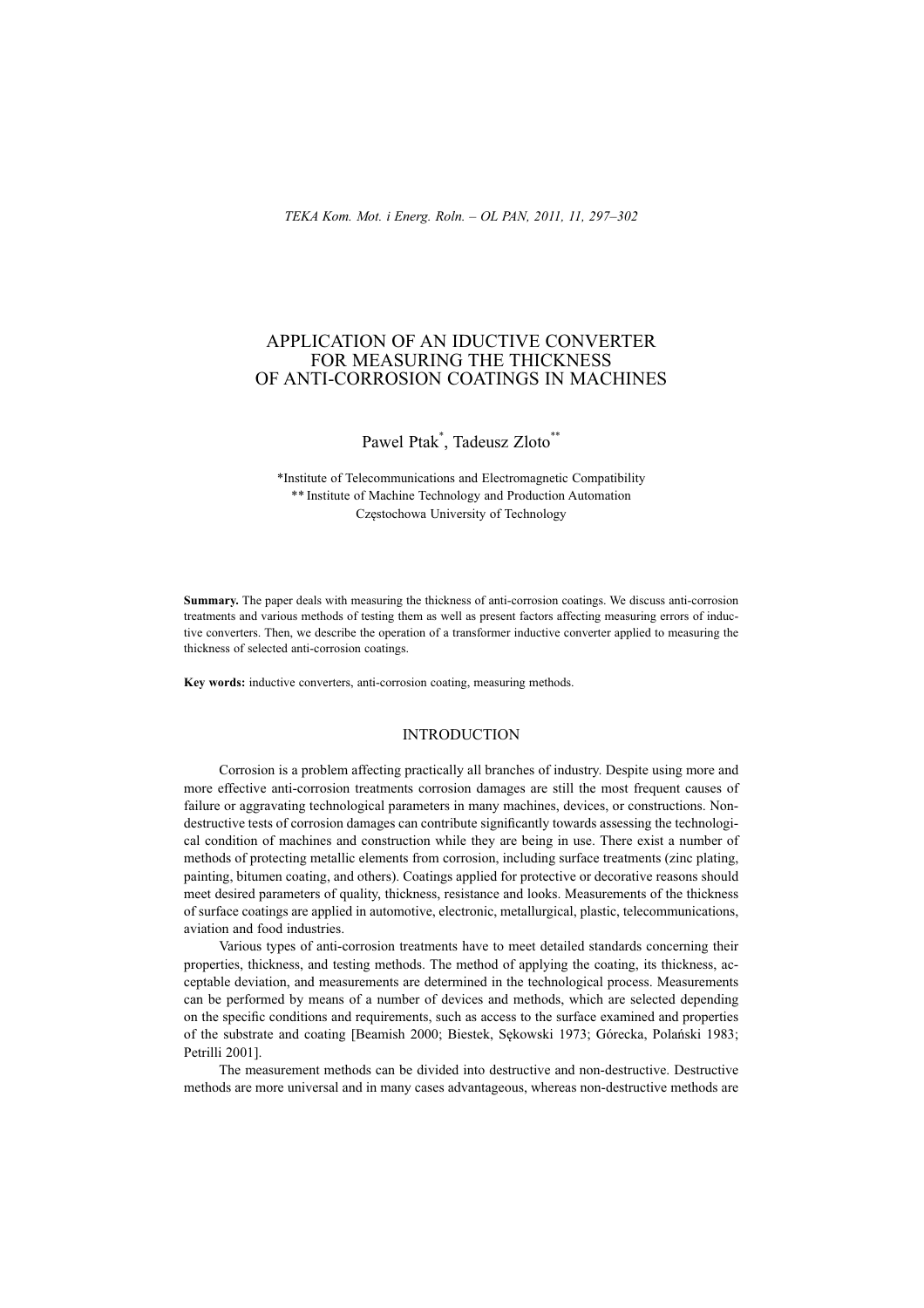# APPLICATION OF AN IDUCTIVE CONVERTER FOR MEASURING THE THICKNESS OF ANTI-CORROSION COATINGS IN MACHINES

Pawel Ptak[*], Tadeusz Zloto[**]

*Institute of Telecommunications and Electromagnetic Compatibility
** Institute of Machine Technology and Production Automation
Częstochowa University of Technology

**Summary.** The paper deals with measuring the thickness of anti-corrosion coatings. We discuss anti-corrosion treatments and various methods of testing them as well as present factors affecting measuring errors of inductive converters. Then, we describe the operation of a transformer inductive converter applied to measuring the thickness of selected anti-corrosion coatings.

**Key words:** inductive converters, anti-corrosion coating, measuring methods.

## INTRODUCTION

Corrosion is a problem affecting practically all branches of industry. Despite using more and more effective anti-corrosion treatments corrosion damages are still the most frequent causes of failure or aggravating technological parameters in many machines, devices, or constructions. Non-destructive tests of corrosion damages can contribute significantly towards assessing the technological condition of machines and construction while they are being in use. There exist a number of methods of protecting metallic elements from corrosion, including surface treatments (zinc plating, painting, bitumen coating, and others). Coatings applied for protective or decorative reasons should meet desired parameters of quality, thickness, resistance and looks. Measurements of the thickness of surface coatings are applied in automotive, electronic, metallurgical, plastic, telecommunications, aviation and food industries.

Various types of anti-corrosion treatments have to meet detailed standards concerning their properties, thickness, and testing methods. The method of applying the coating, its thickness, acceptable deviation, and measurements are determined in the technological process. Measurements can be performed by means of a number of devices and methods, which are selected depending on the specific conditions and requirements, such as access to the surface examined and properties of the substrate and coating [Beamish 2000; Biestek, Sękowski 1973; Górecka, Polański 1983; Petrilli 2001].

The measurement methods can be divided into destructive and non-destructive. Destructive methods are more universal and in many cases advantageous, whereas non-destructive methods are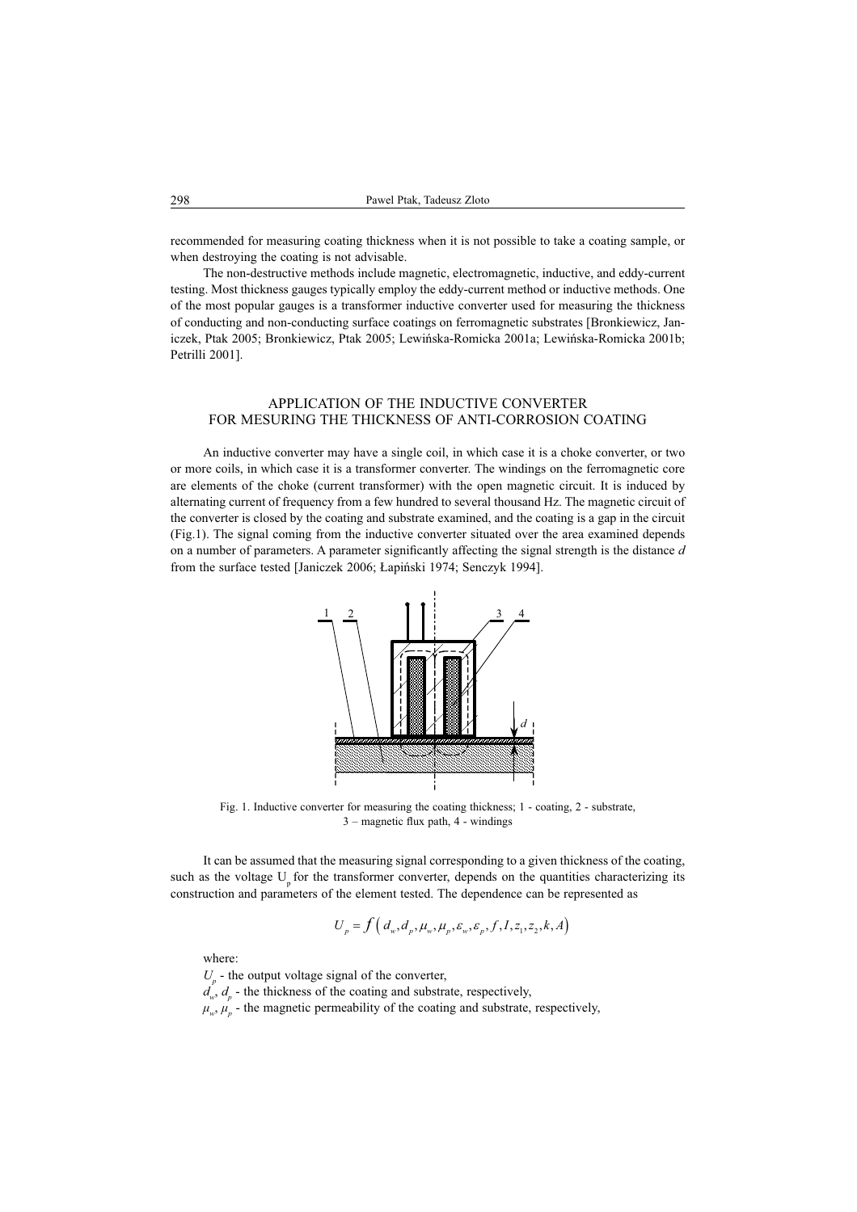recommended for measuring coating thickness when it is not possible to take a coating sample, or when destroying the coating is not advisable.

The non-destructive methods include magnetic, electromagnetic, inductive, and eddy-current testing. Most thickness gauges typically employ the eddy-current method or inductive methods. One of the most popular gauges is a transformer inductive converter used for measuring the thickness of conducting and non-conducting surface coatings on ferromagnetic substrates [Bronkiewicz, Janiczek, Ptak 2005; Bronkiewicz, Ptak 2005; Lewińska-Romicka 2001a; Lewińska-Romicka 2001b; Petrilli 2001].

## APPLICATION OF THE INDUCTIVE CONVERTER FOR MESURING THE THICKNESS OF ANTI-CORROSION COATING

An inductive converter may have a single coil, in which case it is a choke converter, or two or more coils, in which case it is a transformer converter. The windings on the ferromagnetic core are elements of the choke (current transformer) with the open magnetic circuit. It is induced by alternating current of frequency from a few hundred to several thousand Hz. The magnetic circuit of the converter is closed by the coating and substrate examined, and the coating is a gap in the circuit (Fig.1). The signal coming from the inductive converter situated over the area examined depends on a number of parameters. A parameter significantly affecting the signal strength is the distance *d* from the surface tested [Janiczek 2006; Łapiński 1974; Senczyk 1994].

1
2
3
4
d

Fig. 1. Inductive converter for measuring the coating thickness; 1 - coating, 2 - substrate, 3 – magnetic flux path, 4 - windings

It can be assumed that the measuring signal corresponding to a given thickness of the coating, such as the voltage $U_p$ for the transformer converter, depends on the quantities characterizing its construction and parameters of the element tested. The dependence can be represented as

$$U_p = f\left(d_w, d_p, \mu_w, \mu_p, \varepsilon_w, \varepsilon_p, f, I, z_1, z_2, k, A\right)$$

where:

$U_p$ - the output voltage signal of the converter,

$d_w$, $d_p$ - the thickness of the coating and substrate, respectively,

$\mu_w$, $\mu_p$ - the magnetic permeability of the coating and substrate, respectively,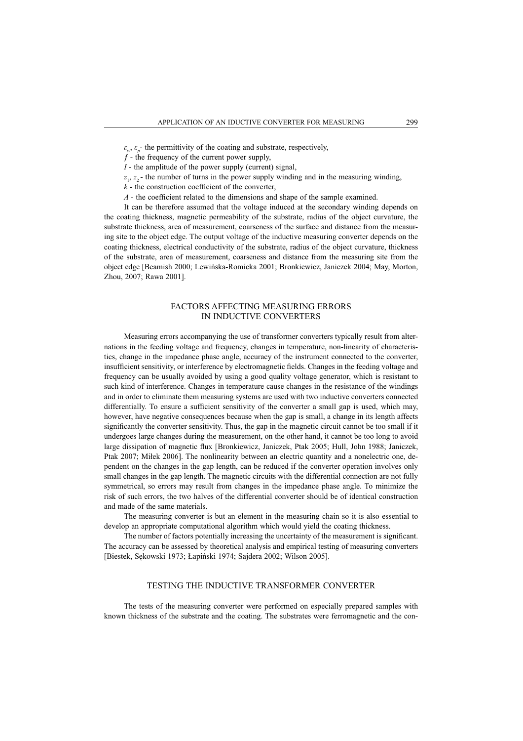$\varepsilon_w$, $\varepsilon_p$- the permittivity of the coating and substrate, respectively,

$f$ - the frequency of the current power supply,

$I$ - the amplitude of the power supply (current) signal,

$z_1$, $z_2$ - the number of turns in the power supply winding and in the measuring winding,

$k$ - the construction coefficient of the converter,

$A$ - the coefficient related to the dimensions and shape of the sample examined.

It can be therefore assumed that the voltage induced at the secondary winding depends on the coating thickness, magnetic permeability of the substrate, radius of the object curvature, the substrate thickness, area of measurement, coarseness of the surface and distance from the measuring site to the object edge. The output voltage of the inductive measuring converter depends on the coating thickness, electrical conductivity of the substrate, radius of the object curvature, thickness of the substrate, area of measurement, coarseness and distance from the measuring site from the object edge [Beamish 2000; Lewińska-Romicka 2001; Bronkiewicz, Janiczek 2004; May, Morton, Zhou, 2007; Rawa 2001].

## FACTORS AFFECTING MEASURING ERRORS IN INDUCTIVE CONVERTERS

Measuring errors accompanying the use of transformer converters typically result from alternations in the feeding voltage and frequency, changes in temperature, non-linearity of characteristics, change in the impedance phase angle, accuracy of the instrument connected to the converter, insufficient sensitivity, or interference by electromagnetic fields. Changes in the feeding voltage and frequency can be usually avoided by using a good quality voltage generator, which is resistant to such kind of interference. Changes in temperature cause changes in the resistance of the windings and in order to eliminate them measuring systems are used with two inductive converters connected differentially. To ensure a sufficient sensitivity of the converter a small gap is used, which may, however, have negative consequences because when the gap is small, a change in its length affects significantly the converter sensitivity. Thus, the gap in the magnetic circuit cannot be too small if it undergoes large changes during the measurement, on the other hand, it cannot be too long to avoid large dissipation of magnetic flux [Bronkiewicz, Janiczek, Ptak 2005; Hull, John 1988; Janiczek, Ptak 2007; Miłek 2006]. The nonlinearity between an electric quantity and a nonelectric one, dependent on the changes in the gap length, can be reduced if the converter operation involves only small changes in the gap length. The magnetic circuits with the differential connection are not fully symmetrical, so errors may result from changes in the impedance phase angle. To minimize the risk of such errors, the two halves of the differential converter should be of identical construction and made of the same materials.

The measuring converter is but an element in the measuring chain so it is also essential to develop an appropriate computational algorithm which would yield the coating thickness.

The number of factors potentially increasing the uncertainty of the measurement is significant. The accuracy can be assessed by theoretical analysis and empirical testing of measuring converters [Biestek, Sękowski 1973; Łapiński 1974; Sajdera 2002; Wilson 2005].

## TESTING THE INDUCTIVE TRANSFORMER CONVERTER

The tests of the measuring converter were performed on especially prepared samples with known thickness of the substrate and the coating. The substrates were ferromagnetic and the con-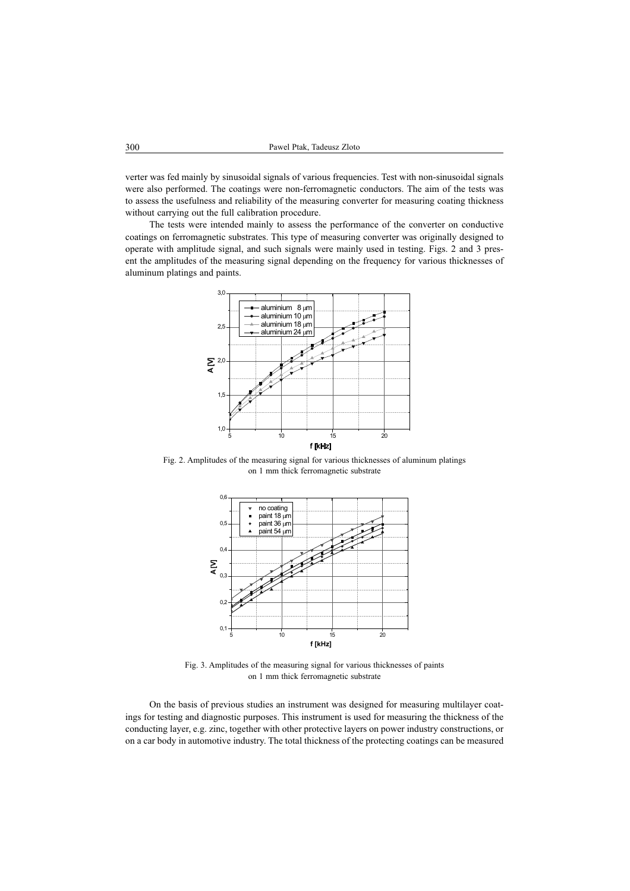verter was fed mainly by sinusoidal signals of various frequencies. Test with non-sinusoidal signals were also performed. The coatings were non-ferromagnetic conductors. The aim of the tests was to assess the usefulness and reliability of the measuring converter for measuring coating thickness without carrying out the full calibration procedure.

The tests were intended mainly to assess the performance of the converter on conductive coatings on ferromagnetic substrates. This type of measuring converter was originally designed to operate with amplitude signal, and such signals were mainly used in testing. Figs. 2 and 3 present the amplitudes of the measuring signal depending on the frequency for various thicknesses of aluminum platings and paints.

Fig. 2. Amplitudes of the measuring signal for various thicknesses of aluminum platings on 1 mm thick ferromagnetic substrate

Fig. 3. Amplitudes of the measuring signal for various thicknesses of paints on 1 mm thick ferromagnetic substrate

On the basis of previous studies an instrument was designed for measuring multilayer coatings for testing and diagnostic purposes. This instrument is used for measuring the thickness of the conducting layer, e.g. zinc, together with other protective layers on power industry constructions, or on a car body in automotive industry. The total thickness of the protecting coatings can be measured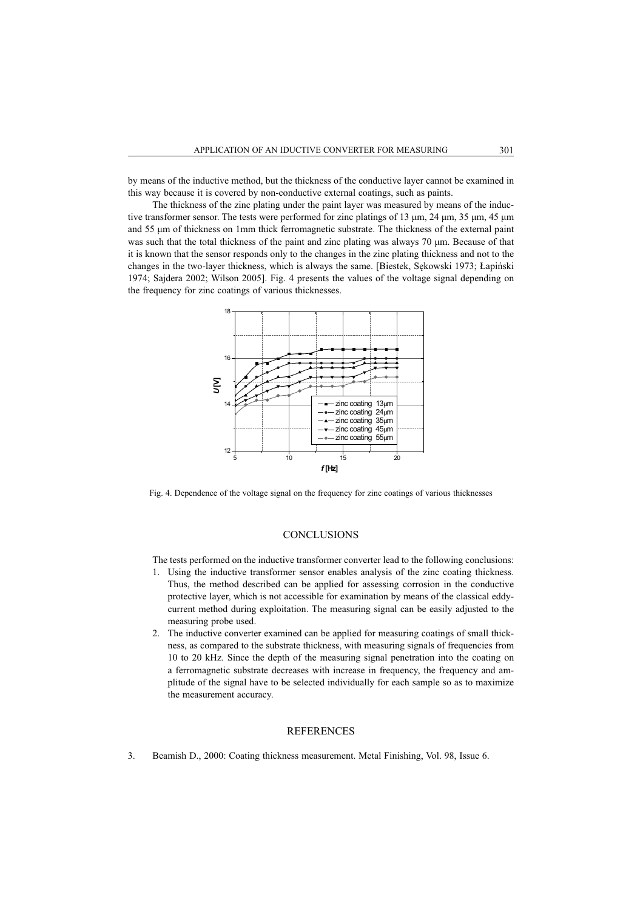by means of the inductive method, but the thickness of the conductive layer cannot be examined in this way because it is covered by non-conductive external coatings, such as paints.

The thickness of the zinc plating under the paint layer was measured by means of the inductive transformer sensor. The tests were performed for zinc platings of 13 μm, 24 μm, 35 μm, 45 μm and 55 μm of thickness on 1mm thick ferromagnetic substrate. The thickness of the external paint was such that the total thickness of the paint and zinc plating was always 70 μm. Because of that it is known that the sensor responds only to the changes in the zinc plating thickness and not to the changes in the two-layer thickness, which is always the same. [Biestek, Sękowski 1973; Łapiński 1974; Sajdera 2002; Wilson 2005]. Fig. 4 presents the values of the voltage signal depending on the frequency for zinc coatings of various thicknesses.

U [V]

18
16
14
12

5
10
15
20

f [Hz]

zinc coating 13μm
zinc coating 24μm
zinc coating 35μm
zinc coating 45μm
zinc coating 55μm

Fig. 4. Dependence of the voltage signal on the frequency for zinc coatings of various thicknesses

## CONCLUSIONS

The tests performed on the inductive transformer converter lead to the following conclusions:

1. Using the inductive transformer sensor enables analysis of the zinc coating thickness. Thus, the method described can be applied for assessing corrosion in the conductive protective layer, which is not accessible for examination by means of the classical eddy-current method during exploitation. The measuring signal can be easily adjusted to the measuring probe used.
2. The inductive converter examined can be applied for measuring coatings of small thickness, as compared to the substrate thickness, with measuring signals of frequencies from 10 to 20 kHz. Since the depth of the measuring signal penetration into the coating on a ferromagnetic substrate decreases with increase in frequency, the frequency and amplitude of the signal have to be selected individually for each sample so as to maximize the measurement accuracy.

## REFERENCES

3. Beamish D., 2000: Coating thickness measurement. Metal Finishing, Vol. 98, Issue 6.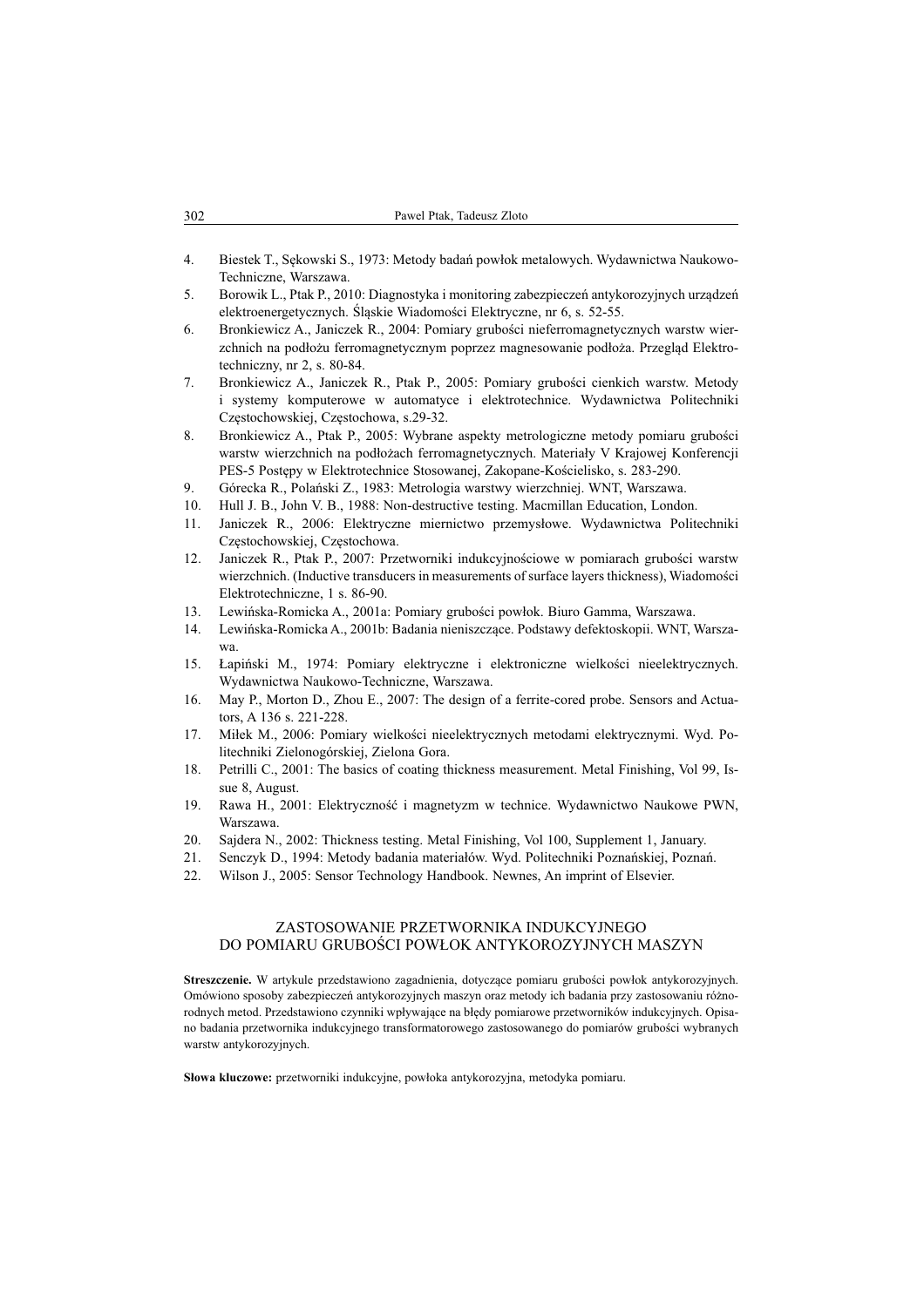4. Biestek T., Sękowski S., 1973: Metody badań powłok metalowych. Wydawnictwa Naukowo-Techniczne, Warszawa.
5. Borowik L., Ptak P., 2010: Diagnostyka i monitoring zabezpieczeń antykorozyjnych urządzeń elektroenergetycznych. Śląskie Wiadomości Elektryczne, nr 6, s. 52-55.
6. Bronkiewicz A., Janiczek R., 2004: Pomiary grubości nieferromagnetycznych warstw wierzchnich na podłożu ferromagnetycznym poprzez magnesowanie podłoża. Przegląd Elektrotechniczny, nr 2, s. 80-84.
7. Bronkiewicz A., Janiczek R., Ptak P., 2005: Pomiary grubości cienkich warstw. Metody i systemy komputerowe w automatyce i elektrotechnice. Wydawnictwa Politechniki Częstochowskiej, Częstochowa, s.29-32.
8. Bronkiewicz A., Ptak P., 2005: Wybrane aspekty metrologiczne metody pomiaru grubości warstw wierzchnich na podłożach ferromagnetycznych. Materiały V Krajowej Konferencji PES-5 Postępy w Elektrotechnice Stosowanej, Zakopane-Kościelisko, s. 283-290.
9. Górecka R., Polański Z., 1983: Metrologia warstwy wierzchniej. WNT, Warszawa.
10. Hull J. B., John V. B., 1988: Non-destructive testing. Macmillan Education, London.
11. Janiczek R., 2006: Elektryczne miernictwo przemysłowe. Wydawnictwa Politechniki Częstochowskiej, Częstochowa.
12. Janiczek R., Ptak P., 2007: Przetworniki indukcyjnościowe w pomiarach grubości warstw wierzchnich. (Inductive transducers in measurements of surface layers thickness), Wiadomości Elektrotechniczne, 1 s. 86-90.
13. Lewińska-Romicka A., 2001a: Pomiary grubości powłok. Biuro Gamma, Warszawa.
14. Lewińska-Romicka A., 2001b: Badania nieniszczące. Podstawy defektoskopii. WNT, Warszawa.
15. Łapiński M., 1974: Pomiary elektryczne i elektroniczne wielkości nieelektrycznych. Wydawnictwa Naukowo-Techniczne, Warszawa.
16. May P., Morton D., Zhou E., 2007: The design of a ferrite-cored probe. Sensors and Actuators, A 136 s. 221-228.
17. Miłek M., 2006: Pomiary wielkości nieelektrycznych metodami elektrycznymi. Wyd. Politechniki Zielonogórskiej, Zielona Gora.
18. Petrilli C., 2001: The basics of coating thickness measurement. Metal Finishing, Vol 99, Issue 8, August.
19. Rawa H., 2001: Elektryczność i magnetyzm w technice. Wydawnictwo Naukowe PWN, Warszawa.
20. Sajdera N., 2002: Thickness testing. Metal Finishing, Vol 100, Supplement 1, January.
21. Senczyk D., 1994: Metody badania materiałów. Wyd. Politechniki Poznańskiej, Poznań.
22. Wilson J., 2005: Sensor Technology Handbook. Newnes, An imprint of Elsevier.

## ZASTOSOWANIE PRZETWORNIKA INDUKCYJNEGO DO POMIARU GRUBOŚCI POWŁOK ANTYKOROZYJNYCH MASZYN

**Streszczenie.** W artykule przedstawiono zagadnienia, dotyczące pomiaru grubości powłok antykorozyjnych. Omówiono sposoby zabezpieczeń antykorozyjnych maszyn oraz metody ich badania przy zastosowaniu różnorodnych metod. Przedstawiono czynniki wpływające na błędy pomiarowe przetworników indukcyjnych. Opisano badania przetwornika indukcyjnego transformatorowego zastosowanego do pomiarów grubości wybranych warstw antykorozyjnych.

**Słowa kluczowe:** przetworniki indukcyjne, powłoka antykorozyjna, metodyka pomiaru.